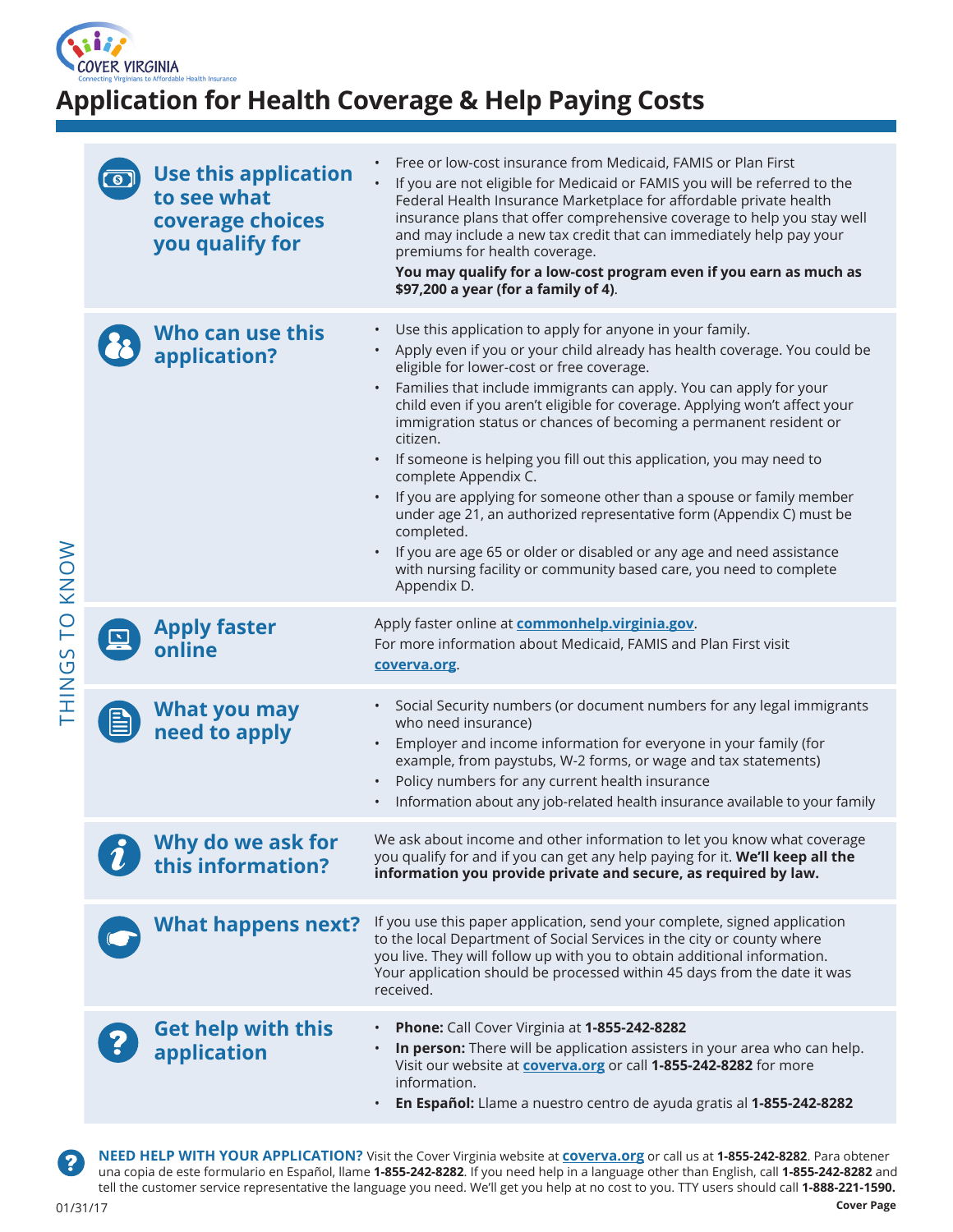COVER VIRGINIA

Connecting Virginians to Affordable Health Insurance

# Application for Health Coverage & Help Paying Costs

THINGS TO KNOW

### Use this application to see what coverage choices you qualify for

- Free or low-cost insurance from Medicaid, FAMIS or Plan First
- If you are not eligible for Medicaid or FAMIS you will be referred to the Federal Health Insurance Marketplace for affordable private health insurance plans that offer comprehensive coverage to help you stay well and may include a new tax credit that can immediately help pay your premiums for health coverage.

  **You may qualify for a low-cost program even if you earn as much as $97,200 a year (for a family of 4)**.

### Who can use this application?

- Use this application to apply for anyone in your family.
- Apply even if you or your child already has health coverage. You could be eligible for lower-cost or free coverage.
- Families that include immigrants can apply. You can apply for your child even if you aren't eligible for coverage. Applying won't affect your immigration status or chances of becoming a permanent resident or citizen.
- If someone is helping you fill out this application, you may need to complete Appendix C.
- If you are applying for someone other than a spouse or family member under age 21, an authorized representative form (Appendix C) must be completed.
- If you are age 65 or older or disabled or any age and need assistance with nursing facility or community based care, you need to complete Appendix D.

### Apply faster online

Apply faster online at **commonhelp.virginia.gov**.

For more information about Medicaid, FAMIS and Plan First visit **coverva.org**.

### What you may need to apply

- Social Security numbers (or document numbers for any legal immigrants who need insurance)
- Employer and income information for everyone in your family (for example, from paystubs, W-2 forms, or wage and tax statements)
- Policy numbers for any current health insurance
- Information about any job-related health insurance available to your family

### Why do we ask for this information?

We ask about income and other information to let you know what coverage you qualify for and if you can get any help paying for it. **We'll keep all the information you provide private and secure, as required by law.**

### What happens next?

If you use this paper application, send your complete, signed application to the local Department of Social Services in the city or county where you live. They will follow up with you to obtain additional information. Your application should be processed within 45 days from the date it was received.

### Get help with this application

- **Phone:** Call Cover Virginia at **1-855-242-8282**
- **In person:** There will be application assisters in your area who can help. Visit our website at **coverva.org** or call **1-855-242-8282** for more information.
- **En Español:** Llame a nuestro centro de ayuda gratis al **1-855-242-8282**

**NEED HELP WITH YOUR APPLICATION?** Visit the Cover Virginia website at **coverva.org** or call us at **1-855-242-8282**. Para obtener una copia de este formulario en Español, llame **1-855-242-8282**. If you need help in a language other than English, call **1-855-242-8282** and tell the customer service representative the language you need. We'll get you help at no cost to you. TTY users should call **1-888-221-1590.**

01/31/17

**Cover Page**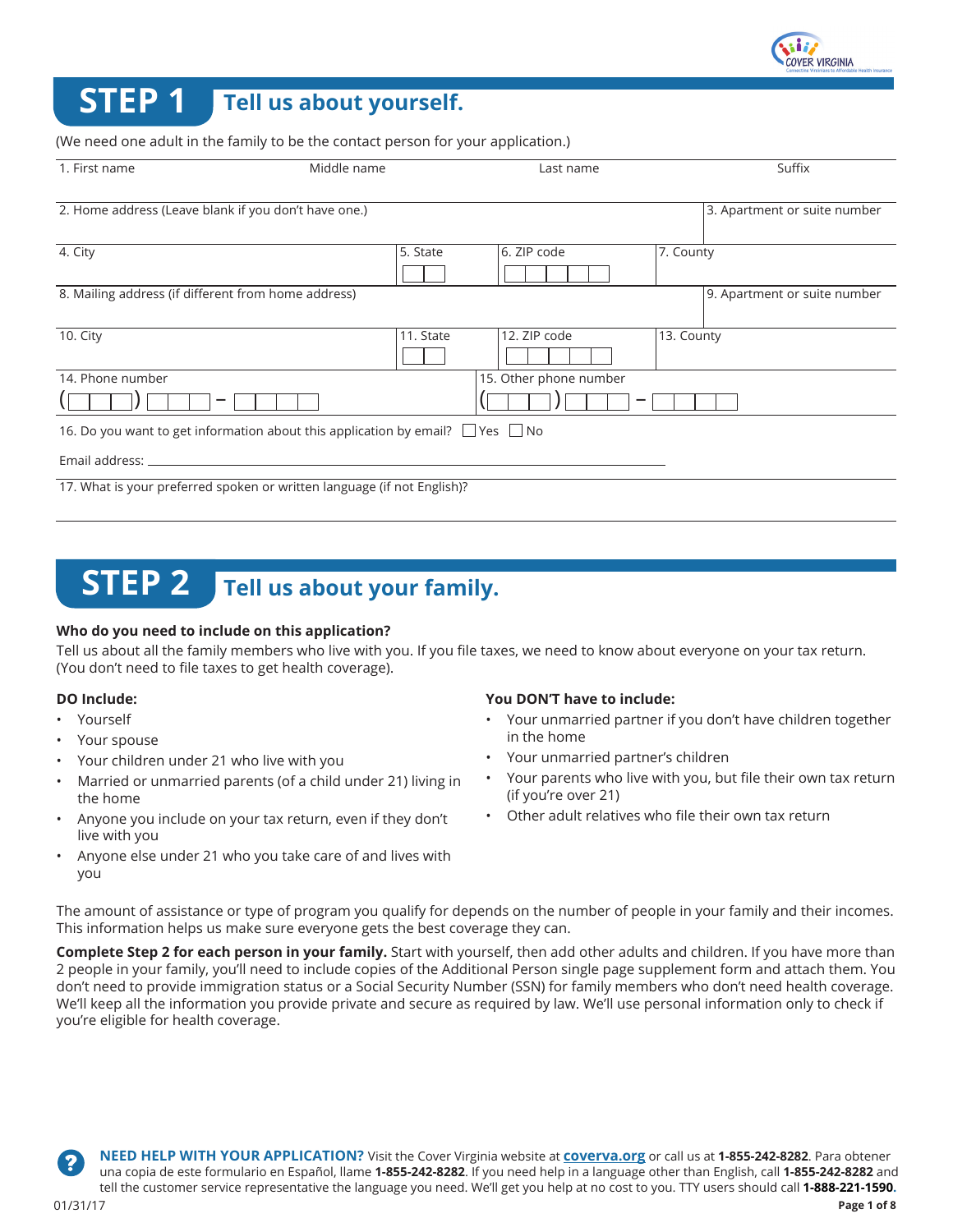# STEP 1 Tell us about yourself.

(We need one adult in the family to be the contact person for your application.)

| 1. First name | Middle name | Last name | Suffix |
|---|---|---|---|
| | | | |

| 2. Home address (Leave blank if you don't have one.) | 3. Apartment or suite number |
|---|---|
| | |

| 4. City | 5. State | 6. ZIP code | 7. County |
|---|---|---|---|
| | | | |

| 8. Mailing address (if different from home address) | 9. Apartment or suite number |
|---|---|
| | |

| 10. City | 11. State | 12. ZIP code | 13. County |
|---|---|---|---|
| | | | |

| 14. Phone number | 15. Other phone number |
|---|---|
| ( ) – | ( ) – |

16. Do you want to get information about this application by email? ☐ Yes ☐ No

Email address: ___________________________

17. What is your preferred spoken or written language (if not English)?

# STEP 2 Tell us about your family.

**Who do you need to include on this application?**

Tell us about all the family members who live with you. If you file taxes, we need to know about everyone on your tax return. (You don't need to file taxes to get health coverage).

**DO Include:**

- Yourself
- Your spouse
- Your children under 21 who live with you
- Married or unmarried parents (of a child under 21) living in the home
- Anyone you include on your tax return, even if they don't live with you
- Anyone else under 21 who you take care of and lives with you

**You DON'T have to include:**

- Your unmarried partner if you don't have children together in the home
- Your unmarried partner's children
- Your parents who live with you, but file their own tax return (if you're over 21)
- Other adult relatives who file their own tax return

The amount of assistance or type of program you qualify for depends on the number of people in your family and their incomes. This information helps us make sure everyone gets the best coverage they can.

**Complete Step 2 for each person in your family.** Start with yourself, then add other adults and children. If you have more than 2 people in your family, you'll need to include copies of the Additional Person single page supplement form and attach them. You don't need to provide immigration status or a Social Security Number (SSN) for family members who don't need health coverage. We'll keep all the information you provide private and secure as required by law. We'll use personal information only to check if you're eligible for health coverage.

**NEED HELP WITH YOUR APPLICATION?** Visit the Cover Virginia website at **coverva.org** or call us at **1-855-242-8282**. Para obtener una copia de este formulario en Español, llame **1-855-242-8282**. If you need help in a language other than English, call **1-855-242-8282** and tell the customer service representative the language you need. We'll get you help at no cost to you. TTY users should call **1-888-221-1590**.

01/31/17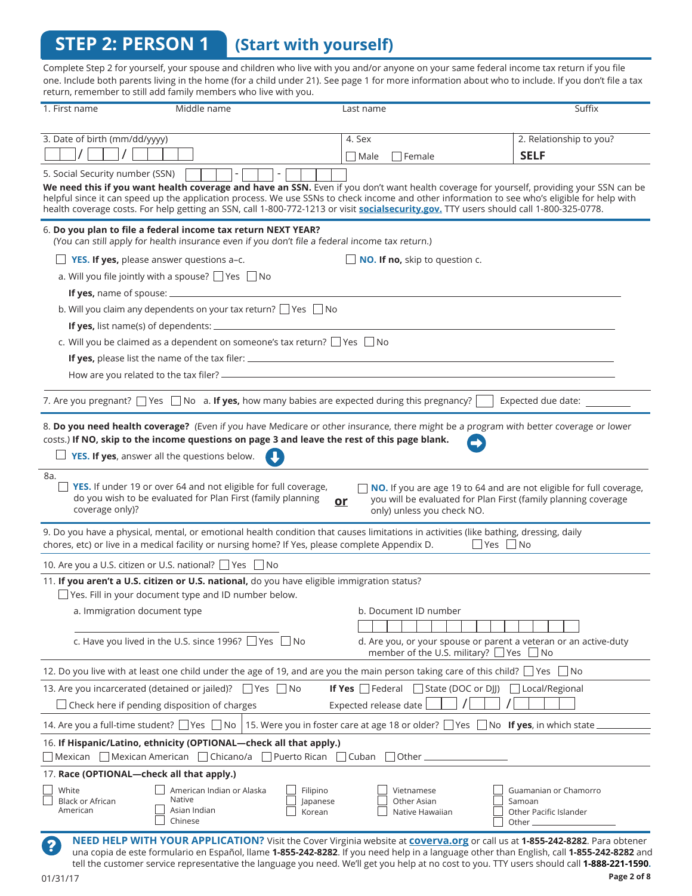# STEP 2: PERSON 1 (Start with yourself)

Complete Step 2 for yourself, your spouse and children who live with you and/or anyone on your same federal income tax return if you file one. Include both parents living in the home (for a child under 21). See page 1 for more information about who to include. If you don't file a tax return, remember to still add family members who live with you.

| 1. First name | Middle name | Last name | Suffix |
|---|---|---|---|
| | | | |

| 3. Date of birth (mm/dd/yyyy) | 4. Sex | 2. Relationship to you? |
|---|---|---|
| ☐☐ / ☐☐ / ☐☐☐☐ | ☐ Male ☐ Female | **SELF** |

5. Social Security number (SSN) ☐☐☐ - ☐☐ - ☐☐☐☐

**We need this if you want health coverage and have an SSN.** Even if you don't want health coverage for yourself, providing your SSN can be helpful since it can speed up the application process. We use SSNs to check income and other information to see who's eligible for help with health coverage costs. For help getting an SSN, call 1-800-772-1213 or visit **socialsecurity.gov.** TTY users should call 1-800-325-0778.

6. **Do you plan to file a federal income tax return NEXT YEAR?**
*(You can still apply for health insurance even if you don't file a federal income tax return.)*

☐ **YES. If yes,** please answer questions a–c. ☐ **NO. If no,** skip to question c.

a. Will you file jointly with a spouse? ☐ Yes ☐ No

**If yes,** name of spouse: ______________________

b. Will you claim any dependents on your tax return? ☐ Yes ☐ No

**If yes,** list name(s) of dependents: ______________________

c. Will you be claimed as a dependent on someone's tax return? ☐ Yes ☐ No

**If yes,** please list the name of the tax filer: ______________________

How are you related to the tax filer? ______________________

7. Are you pregnant? ☐ Yes ☐ No a. **If yes,** how many babies are expected during this pregnancy? ☐ Expected due date: ________

8. **Do you need health coverage?** *(Even if you have Medicare or other insurance, there might be a program with better coverage or lower costs.)* **If NO, skip to the income questions on page 3 and leave the rest of this page blank.**

☐ **YES. If yes**, answer all the questions below.

8a.
☐ **YES.** If under 19 or over 64 and not eligible for full coverage, do you wish to be evaluated for Plan First (family planning coverage only)?

**or**

☐ **NO.** If you are age 19 to 64 and are not eligible for full coverage, you will be evaluated for Plan First (family planning coverage only) unless you check NO.

9. Do you have a physical, mental, or emotional health condition that causes limitations in activities (like bathing, dressing, daily chores, etc) or live in a medical facility or nursing home? If Yes, please complete Appendix D. ☐ Yes ☐ No

10. Are you a U.S. citizen or U.S. national? ☐ Yes ☐ No

11. **If you aren't a U.S. citizen or U.S. national,** do you have eligible immigration status?

☐ Yes. Fill in your document type and ID number below.

a. Immigration document type ______________________

b. Document ID number ☐☐☐☐☐☐☐☐☐☐☐☐☐☐☐

c. Have you lived in the U.S. since 1996? ☐ Yes ☐ No

d. Are you, or your spouse or parent a veteran or an active-duty member of the U.S. military? ☐ Yes ☐ No

12. Do you live with at least one child under the age of 19, and are you the main person taking care of this child? ☐ Yes ☐ No

13. Are you incarcerated (detained or jailed)? ☐ Yes ☐ No **If Yes** ☐ Federal ☐ State (DOC or DJJ) ☐ Local/Regional

☐ Check here if pending disposition of charges Expected release date ☐☐ / ☐☐ / ☐☐☐☐

14. Are you a full-time student? ☐ Yes ☐ No

15. Were you in foster care at age 18 or older? ☐ Yes ☐ No **If yes**, in which state ________

16. **If Hispanic/Latino, ethnicity (OPTIONAL—check all that apply.)**

☐ Mexican ☐ Mexican American ☐ Chicano/a ☐ Puerto Rican ☐ Cuban ☐ Other ________

17. **Race (OPTIONAL—check all that apply.)**

☐ White
☐ Black or African American
☐ American Indian or Alaska Native
☐ Asian Indian
☐ Chinese
☐ Filipino
☐ Japanese
☐ Korean
☐ Vietnamese
☐ Other Asian
☐ Native Hawaiian
☐ Guamanian or Chamorro
☐ Samoan
☐ Other Pacific Islander
☐ Other ________

**NEED HELP WITH YOUR APPLICATION?** Visit the Cover Virginia website at **coverva.org** or call us at **1-855-242-8282**. Para obtener una copia de este formulario en Español, llame **1-855-242-8282**. If you need help in a language other than English, call **1-855-242-8282** and tell the customer service representative the language you need. We'll get you help at no cost to you. TTY users should call **1-888-221-1590.**

01/31/17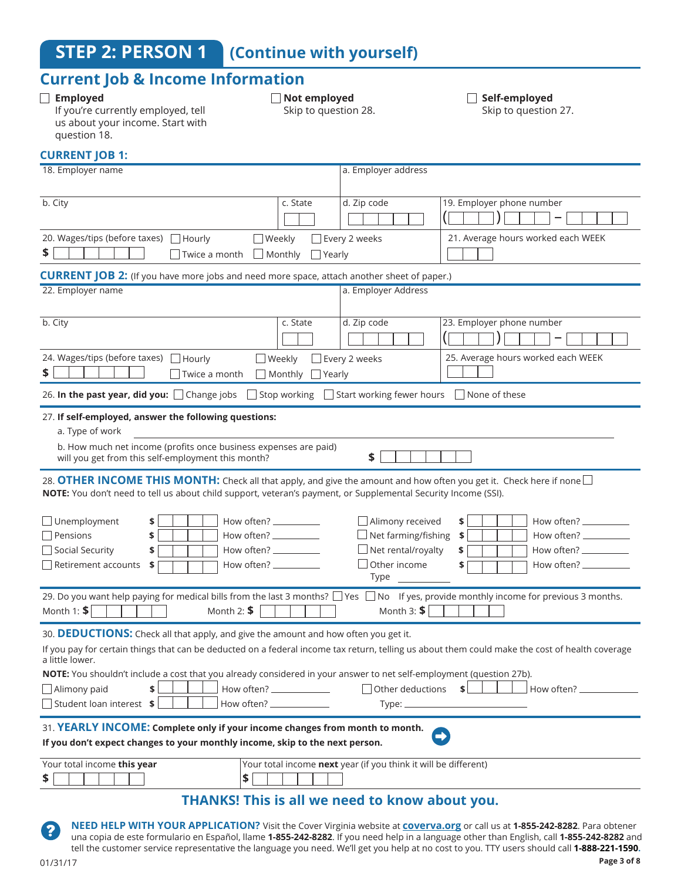# STEP 2: PERSON 1 (Continue with yourself)

## Current Job & Income Information

- ☐ **Employed** — If you're currently employed, tell us about your income. Start with question 18.
- ☐ **Not employed** — Skip to question 28.
- ☐ **Self-employed** — Skip to question 27.

### CURRENT JOB 1:

| 18. Employer name | | a. Employer address | |
|---|---|---|---|
| b. City | c. State | d. Zip code | 19. Employer phone number ( ) – |
| 20. Wages/tips (before taxes) $ ☐ Hourly ☐ Weekly ☐ Every 2 weeks ☐ Twice a month ☐ Monthly ☐ Yearly | | | 21. Average hours worked each WEEK |

### CURRENT JOB 2: (If you have more jobs and need more space, attach another sheet of paper.)

| 22. Employer name | | a. Employer Address | |
|---|---|---|---|
| b. City | c. State | d. Zip code | 23. Employer phone number ( ) – |
| 24. Wages/tips (before taxes) $ ☐ Hourly ☐ Weekly ☐ Every 2 weeks ☐ Twice a month ☐ Monthly ☐ Yearly | | | 25. Average hours worked each WEEK |

26. **In the past year, did you:** ☐ Change jobs ☐ Stop working ☐ Start working fewer hours ☐ None of these

27. **If self-employed, answer the following questions:**

a. Type of work ____________________

b. How much net income (profits once business expenses are paid) will you get from this self-employment this month? $

28. **OTHER INCOME THIS MONTH:** Check all that apply, and give the amount and how often you get it. Check here if none ☐

**NOTE:** You don't need to tell us about child support, veteran's payment, or Supplemental Security Income (SSI).

| | | | | | |
|---|---|---|---|---|---|
| ☐ Unemployment | $ | How often? ______ | ☐ Alimony received | $ | How often? ______ |
| ☐ Pensions | $ | How often? ______ | ☐ Net farming/fishing | $ | How often? ______ |
| ☐ Social Security | $ | How often? ______ | ☐ Net rental/royalty | $ | How often? ______ |
| ☐ Retirement accounts | $ | How often? ______ | ☐ Other income Type ______ | $ | How often? ______ |

29. Do you want help paying for medical bills from the last 3 months? ☐ Yes ☐ No If yes, provide monthly income for previous 3 months.

Month 1: $ Month 2: $ Month 3: $

30. **DEDUCTIONS:** Check all that apply, and give the amount and how often you get it.

If you pay for certain things that can be deducted on a federal income tax return, telling us about them could make the cost of health coverage a little lower.

**NOTE:** You shouldn't include a cost that you already considered in your answer to net self-employment (question 27b).

| | | | | | |
|---|---|---|---|---|---|
| ☐ Alimony paid | $ | How often? ______ | ☐ Other deductions | $ | How often? ______ |
| ☐ Student loan interest | $ | How often? ______ | Type: ______ | | |

31. **YEARLY INCOME: Complete only if your income changes from month to month.**

**If you don't expect changes to your monthly income, skip to the next person.**

| Your total income **this** year | Your total income **next** year (if you think it will be different) |
|---|---|
| $ | $ |

**THANKS! This is all we need to know about you.**

**NEED HELP WITH YOUR APPLICATION?** Visit the Cover Virginia website at **coverva.org** or call us at **1-855-242-8282**. Para obtener una copia de este formulario en Español, llame **1-855-242-8282**. If you need help in a language other than English, call **1-855-242-8282** and tell the customer service representative the language you need. We'll get you help at no cost to you. TTY users should call **1-888-221-1590**.

01/31/17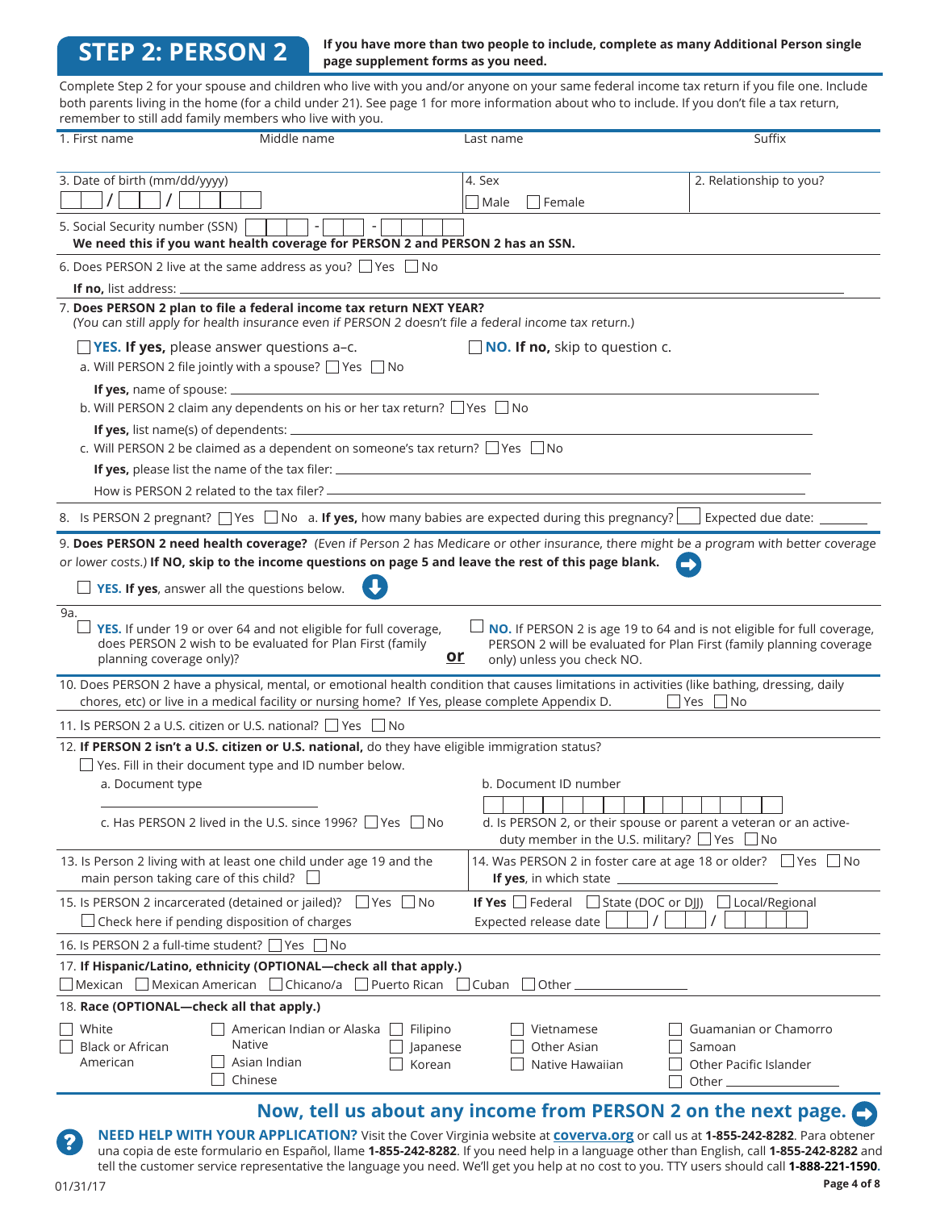# STEP 2: PERSON 2

**If you have more than two people to include, complete as many Additional Person single page supplement forms as you need.**

Complete Step 2 for your spouse and children who live with you and/or anyone on your same federal income tax return if you file one. Include both parents living in the home (for a child under 21). See page 1 for more information about who to include. If you don't file a tax return, remember to still add family members who live with you.

1. First name ______ Middle name ______ Last name ______ Suffix ______

3. Date of birth (mm/dd/yyyy) ☐☐ / ☐☐ / ☐☐☐☐

4. Sex ☐ Male ☐ Female

2. Relationship to you? ______

5. Social Security number (SSN) ☐☐☐ - ☐☐ - ☐☐☐☐
**We need this if you want health coverage for PERSON 2 and PERSON 2 has an SSN.**

6. Does PERSON 2 live at the same address as you? ☐ Yes ☐ No
**If no,** list address: ______

7. **Does PERSON 2 plan to file a federal income tax return NEXT YEAR?**
*(You can still apply for health insurance even if PERSON 2 doesn't file a federal income tax return.)*

☐ **YES. If yes,** please answer questions a–c. ☐ **NO. If no,** skip to question c.

a. Will PERSON 2 file jointly with a spouse? ☐ Yes ☐ No
**If yes,** name of spouse: ______

b. Will PERSON 2 claim any dependents on his or her tax return? ☐ Yes ☐ No
**If yes,** list name(s) of dependents: ______

c. Will PERSON 2 be claimed as a dependent on someone's tax return? ☐ Yes ☐ No
**If yes,** please list the name of the tax filer: ______
How is PERSON 2 related to the tax filer? ______

8. Is PERSON 2 pregnant? ☐ Yes ☐ No a. **If yes,** how many babies are expected during this pregnancy? ☐ Expected due date: ______

9. **Does PERSON 2 need health coverage?** *(Even if Person 2 has Medicare or other insurance, there might be a program with better coverage or lower costs.)* **If NO, skip to the income questions on page 5 and leave the rest of this page blank.**

☐ **YES. If yes**, answer all the questions below.

9a.
☐ **YES.** If under 19 or over 64 and not eligible for full coverage, does PERSON 2 wish to be evaluated for Plan First (family planning coverage only)?

**or**

☐ **NO.** If PERSON 2 is age 19 to 64 and is not eligible for full coverage, PERSON 2 will be evaluated for Plan First (family planning coverage only) unless you check NO.

10. Does PERSON 2 have a physical, mental, or emotional health condition that causes limitations in activities (like bathing, dressing, daily chores, etc) or live in a medical facility or nursing home? If Yes, please complete Appendix D. ☐ Yes ☐ No

11. Is PERSON 2 a U.S. citizen or U.S. national? ☐ Yes ☐ No

12. **If PERSON 2 isn't a U.S. citizen or U.S. national,** do they have eligible immigration status?
☐ Yes. Fill in their document type and ID number below.

a. Document type ______

b. Document ID number ☐☐☐☐☐☐☐☐☐☐☐☐☐☐☐

c. Has PERSON 2 lived in the U.S. since 1996? ☐ Yes ☐ No

d. Is PERSON 2, or their spouse or parent a veteran or an active-duty member in the U.S. military? ☐ Yes ☐ No

13. Is Person 2 living with at least one child under age 19 and the main person taking care of this child? ☐

14. Was PERSON 2 in foster care at age 18 or older? ☐ Yes ☐ No
**If yes**, in which state ______

15. Is PERSON 2 incarcerated (detained or jailed)? ☐ Yes ☐ No
☐ Check here if pending disposition of charges

**If Yes** ☐ Federal ☐ State (DOC or DJJ) ☐ Local/Regional
Expected release date ☐☐ / ☐☐ / ☐☐☐☐

16. Is PERSON 2 a full-time student? ☐ Yes ☐ No

17. **If Hispanic/Latino, ethnicity (OPTIONAL—check all that apply.)**
☐ Mexican ☐ Mexican American ☐ Chicano/a ☐ Puerto Rican ☐ Cuban ☐ Other ______

18. **Race (OPTIONAL—check all that apply.)**
☐ White
☐ Black or African American
☐ American Indian or Alaska Native
☐ Asian Indian
☐ Chinese
☐ Filipino
☐ Japanese
☐ Korean
☐ Vietnamese
☐ Other Asian
☐ Native Hawaiian
☐ Guamanian or Chamorro
☐ Samoan
☐ Other Pacific Islander
☐ Other ______

## Now, tell us about any income from PERSON 2 on the next page.

**NEED HELP WITH YOUR APPLICATION?** Visit the Cover Virginia website at **coverva.org** or call us at **1-855-242-8282**. Para obtener una copia de este formulario en Español, llame **1-855-242-8282**. If you need help in a language other than English, call **1-855-242-8282** and tell the customer service representative the language you need. We'll get you help at no cost to you. TTY users should call **1-888-221-1590**.

01/31/17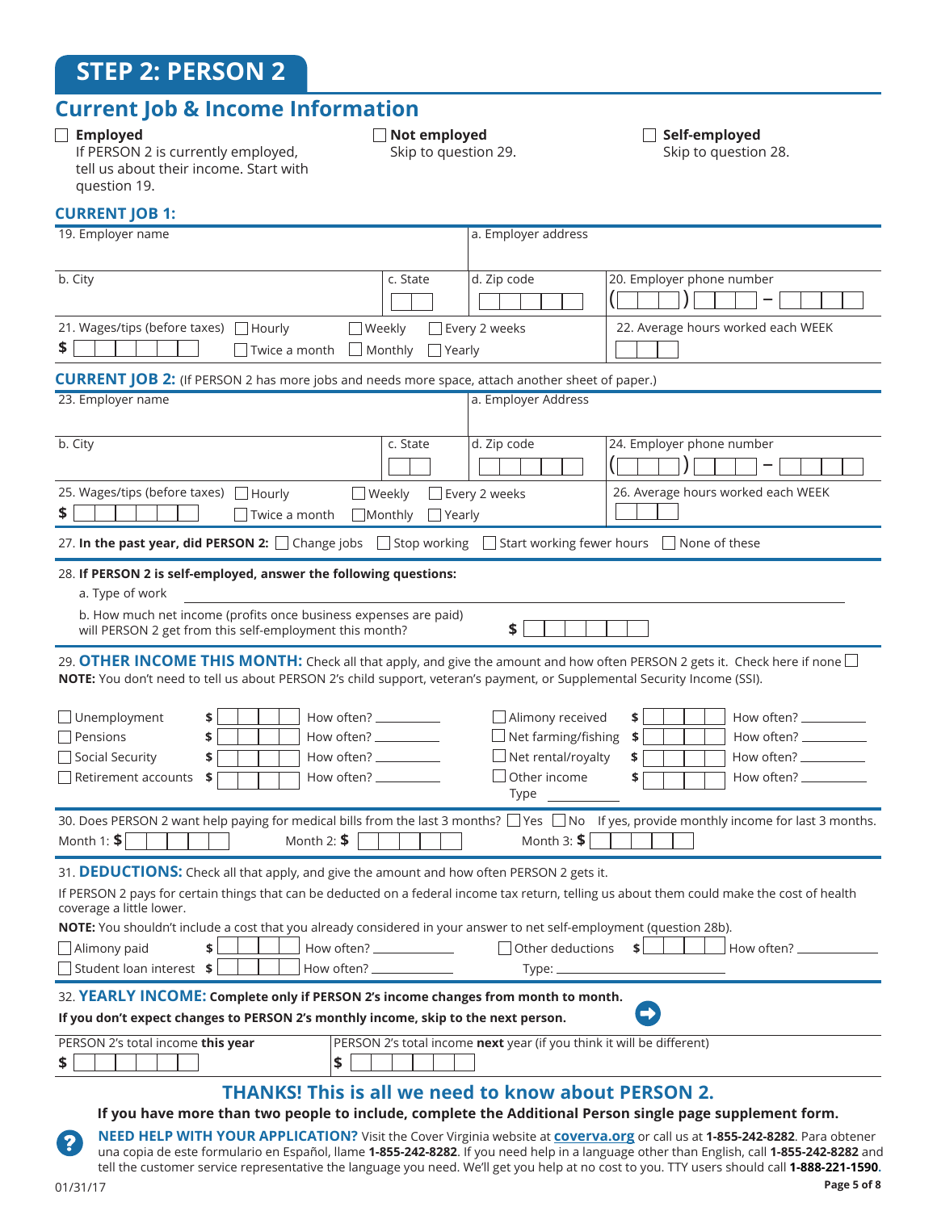# STEP 2: PERSON 2

## Current Job & Income Information

☐ **Employed**
If PERSON 2 is currently employed, tell us about their income. Start with question 19.

☐ **Not employed**
Skip to question 29.

☐ **Self-employed**
Skip to question 28.

### CURRENT JOB 1:

| 19. Employer name | | a. Employer address | |
|---|---|---|---|
| b. City | c. State | d. Zip code | 20. Employer phone number ( ) – |
| 21. Wages/tips (before taxes) $ ☐ Hourly ☐ Weekly ☐ Every 2 weeks ☐ Twice a month ☐ Monthly ☐ Yearly | | | 22. Average hours worked each WEEK |

### CURRENT JOB 2: (If PERSON 2 has more jobs and needs more space, attach another sheet of paper.)

| 23. Employer name | | a. Employer Address | |
|---|---|---|---|
| b. City | c. State | d. Zip code | 24. Employer phone number ( ) – |
| 25. Wages/tips (before taxes) $ ☐ Hourly ☐ Weekly ☐ Every 2 weeks ☐ Twice a month ☐ Monthly ☐ Yearly | | | 26. Average hours worked each WEEK |

27. **In the past year, did PERSON 2:** ☐ Change jobs ☐ Stop working ☐ Start working fewer hours ☐ None of these

28. **If PERSON 2 is self-employed, answer the following questions:**

a. Type of work ____________________

b. How much net income (profits once business expenses are paid) will PERSON 2 get from this self-employment this month? $

29. **OTHER INCOME THIS MONTH:** Check all that apply, and give the amount and how often PERSON 2 gets it. Check here if none ☐
**NOTE:** You don't need to tell us about PERSON 2's child support, veteran's payment, or Supplemental Security Income (SSI).

| | | | | | |
|---|---|---|---|---|---|
| ☐ Unemployment | $ | How often? ______ | ☐ Alimony received | $ | How often? ______ |
| ☐ Pensions | $ | How often? ______ | ☐ Net farming/fishing | $ | How often? ______ |
| ☐ Social Security | $ | How often? ______ | ☐ Net rental/royalty | $ | How often? ______ |
| ☐ Retirement accounts | $ | How often? ______ | ☐ Other income Type ______ | $ | How often? ______ |

30. Does PERSON 2 want help paying for medical bills from the last 3 months? ☐ Yes ☐ No If yes, provide monthly income for last 3 months.
Month 1: **$** Month 2: **$** Month 3: **$**

31. **DEDUCTIONS:** Check all that apply, and give the amount and how often PERSON 2 gets it.

If PERSON 2 pays for certain things that can be deducted on a federal income tax return, telling us about them could make the cost of health coverage a little lower.

**NOTE:** You shouldn't include a cost that you already considered in your answer to net self-employment (question 28b).

| | | | | | |
|---|---|---|---|---|---|
| ☐ Alimony paid | $ | How often? ______ | ☐ Other deductions Type: ______ | $ | How often? ______ |
| ☐ Student loan interest | $ | How often? ______ | | | |

32. **YEARLY INCOME: Complete only if PERSON 2's income changes from month to month.**
**If you don't expect changes to PERSON 2's monthly income, skip to the next person.**

| PERSON 2's total income **this** year | PERSON 2's total income **next** year (if you think it will be different) |
|---|---|
| $ | $ |

## THANKS! This is all we need to know about PERSON 2.

**If you have more than two people to include, complete the Additional Person single page supplement form.**

**NEED HELP WITH YOUR APPLICATION?** Visit the Cover Virginia website at **coverva.org** or call us at **1-855-242-8282**. Para obtener una copia de este formulario en Español, llame **1-855-242-8282**. If you need help in a language other than English, call **1-855-242-8282** and tell the customer service representative the language you need. We'll get you help at no cost to you. TTY users should call **1-888-221-1590**.

01/31/17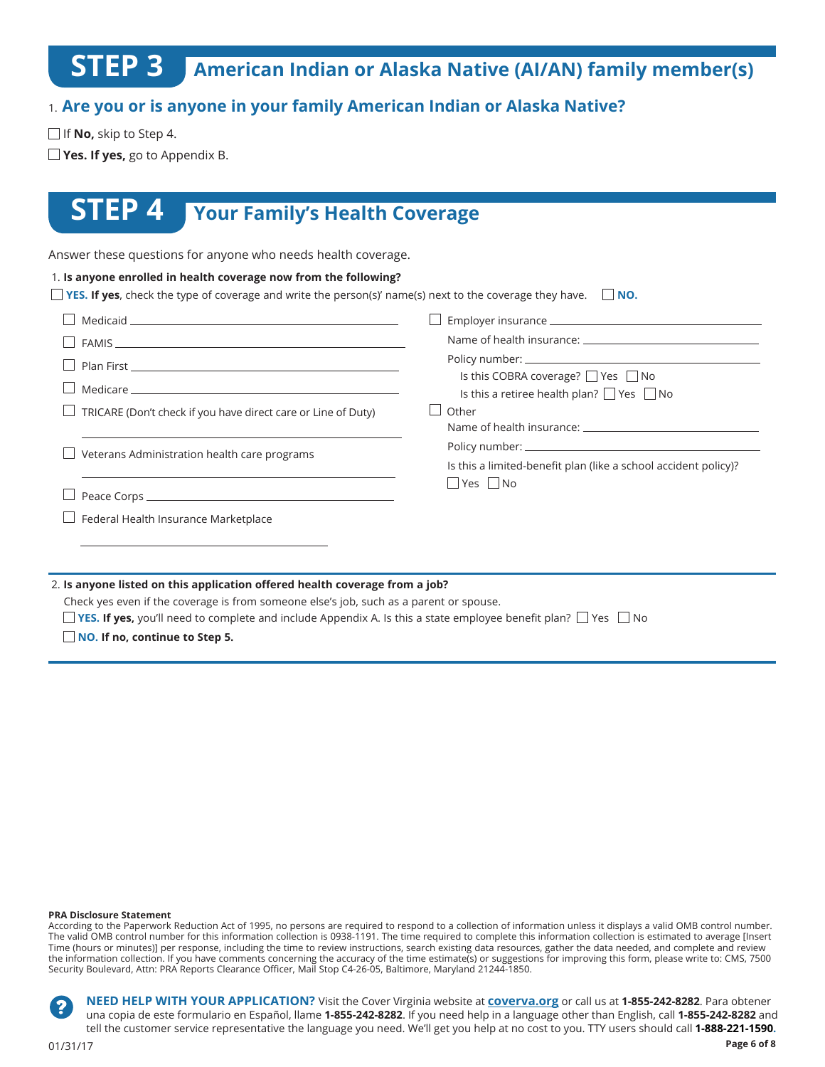# STEP 3 American Indian or Alaska Native (AI/AN) family member(s)

1. **Are you or is anyone in your family American Indian or Alaska Native?**

☐ If **No,** skip to Step 4.

☐ **Yes. If yes,** go to Appendix B.

# STEP 4 Your Family's Health Coverage

Answer these questions for anyone who needs health coverage.

1. **Is anyone enrolled in health coverage now from the following?**

☐ **YES. If yes**, check the type of coverage and write the person(s)' name(s) next to the coverage they have. ☐ **NO.**

☐ Medicaid ____________________

☐ FAMIS ____________________

☐ Plan First ____________________

☐ Medicare ____________________

☐ TRICARE (Don't check if you have direct care or Line of Duty)

____________________

☐ Veterans Administration health care programs

____________________

☐ Peace Corps ____________________

☐ Federal Health Insurance Marketplace

____________________

☐ Employer insurance ____________________

Name of health insurance: ____________________

Policy number: ____________________

Is this COBRA coverage? ☐ Yes ☐ No

Is this a retiree health plan? ☐ Yes ☐ No

☐ Other

Name of health insurance: ____________________

Policy number: ____________________

Is this a limited-benefit plan (like a school accident policy)?

☐ Yes ☐ No

2. **Is anyone listed on this application offered health coverage from a job?**

Check yes even if the coverage is from someone else's job, such as a parent or spouse.

☐ **YES. If yes,** you'll need to complete and include Appendix A. Is this a state employee benefit plan? ☐ Yes ☐ No

☐ **NO. If no, continue to Step 5.**

**PRA Disclosure Statement**

According to the Paperwork Reduction Act of 1995, no persons are required to respond to a collection of information unless it displays a valid OMB control number. The valid OMB control number for this information collection is 0938-1191. The time required to complete this information collection is estimated to average [Insert Time (hours or minutes)] per response, including the time to review instructions, search existing data resources, gather the data needed, and complete and review the information collection. If you have comments concerning the accuracy of the time estimate(s) or suggestions for improving this form, please write to: CMS, 7500 Security Boulevard, Attn: PRA Reports Clearance Officer, Mail Stop C4-26-05, Baltimore, Maryland 21244-1850.

**NEED HELP WITH YOUR APPLICATION?** Visit the Cover Virginia website at **coverva.org** or call us at **1-855-242-8282**. Para obtener una copia de este formulario en Español, llame **1-855-242-8282**. If you need help in a language other than English, call **1-855-242-8282** and tell the customer service representative the language you need. We'll get you help at no cost to you. TTY users should call **1-888-221-1590**.

01/31/17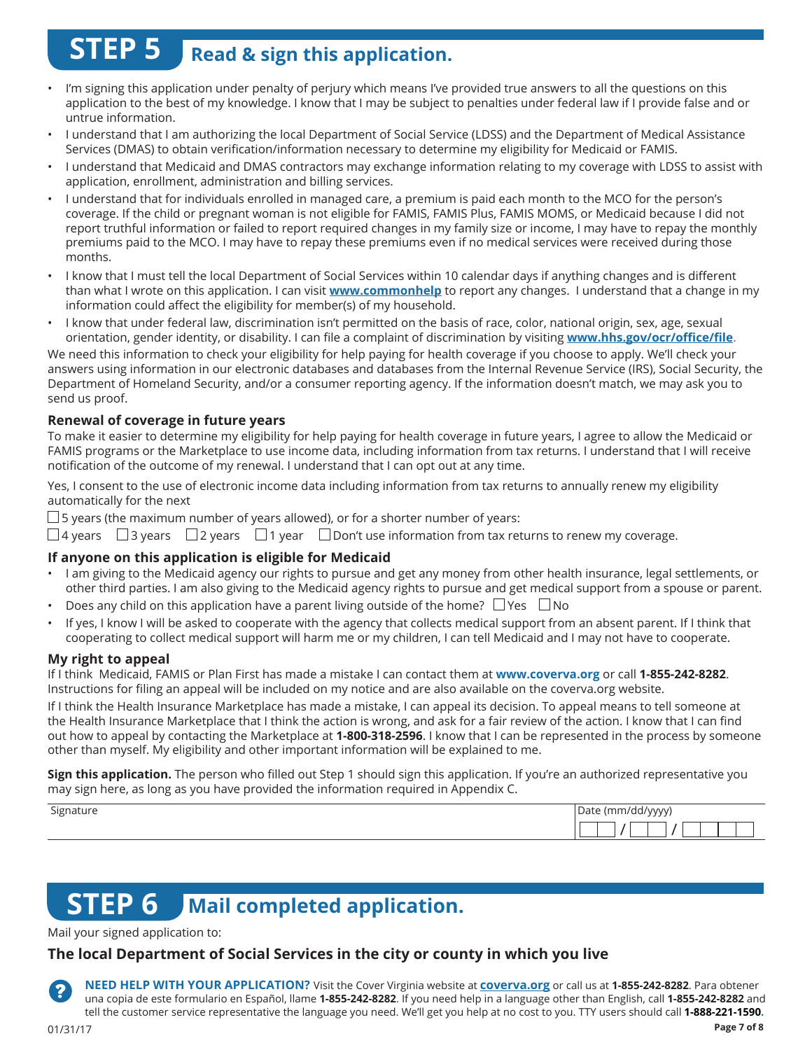# STEP 5 Read & sign this application.

- I'm signing this application under penalty of perjury which means I've provided true answers to all the questions on this application to the best of my knowledge. I know that I may be subject to penalties under federal law if I provide false and or untrue information.
- I understand that I am authorizing the local Department of Social Service (LDSS) and the Department of Medical Assistance Services (DMAS) to obtain verification/information necessary to determine my eligibility for Medicaid or FAMIS.
- I understand that Medicaid and DMAS contractors may exchange information relating to my coverage with LDSS to assist with application, enrollment, administration and billing services.
- I understand that for individuals enrolled in managed care, a premium is paid each month to the MCO for the person's coverage. If the child or pregnant woman is not eligible for FAMIS, FAMIS Plus, FAMIS MOMS, or Medicaid because I did not report truthful information or failed to report required changes in my family size or income, I may have to repay the monthly premiums paid to the MCO. I may have to repay these premiums even if no medical services were received during those months.
- I know that I must tell the local Department of Social Services within 10 calendar days if anything changes and is different than what I wrote on this application. I can visit **www.commonhelp** to report any changes. I understand that a change in my information could affect the eligibility for member(s) of my household.
- I know that under federal law, discrimination isn't permitted on the basis of race, color, national origin, sex, age, sexual orientation, gender identity, or disability. I can file a complaint of discrimination by visiting **www.hhs.gov/ocr/office/file**.

We need this information to check your eligibility for help paying for health coverage if you choose to apply. We'll check your answers using information in our electronic databases and databases from the Internal Revenue Service (IRS), Social Security, the Department of Homeland Security, and/or a consumer reporting agency. If the information doesn't match, we may ask you to send us proof.

### Renewal of coverage in future years

To make it easier to determine my eligibility for help paying for health coverage in future years, I agree to allow the Medicaid or FAMIS programs or the Marketplace to use income data, including information from tax returns. I understand that I will receive notification of the outcome of my renewal. I understand that I can opt out at any time.

Yes, I consent to the use of electronic income data including information from tax returns to annually renew my eligibility automatically for the next

☐ 5 years (the maximum number of years allowed), or for a shorter number of years:

☐ 4 years ☐ 3 years ☐ 2 years ☐ 1 year ☐ Don't use information from tax returns to renew my coverage.

### If anyone on this application is eligible for Medicaid

- I am giving to the Medicaid agency our rights to pursue and get any money from other health insurance, legal settlements, or other third parties. I am also giving to the Medicaid agency rights to pursue and get medical support from a spouse or parent.
- Does any child on this application have a parent living outside of the home? ☐ Yes ☐ No
- If yes, I know I will be asked to cooperate with the agency that collects medical support from an absent parent. If I think that cooperating to collect medical support will harm me or my children, I can tell Medicaid and I may not have to cooperate.

### My right to appeal

If I think Medicaid, FAMIS or Plan First has made a mistake I can contact them at **www.coverva.org** or call **1-855-242-8282**. Instructions for filing an appeal will be included on my notice and are also available on the coverva.org website.

If I think the Health Insurance Marketplace has made a mistake, I can appeal its decision. To appeal means to tell someone at the Health Insurance Marketplace that I think the action is wrong, and ask for a fair review of the action. I know that I can find out how to appeal by contacting the Marketplace at **1-800-318-2596**. I know that I can be represented in the process by someone other than myself. My eligibility and other important information will be explained to me.

**Sign this application.** The person who filled out Step 1 should sign this application. If you're an authorized representative you may sign here, as long as you have provided the information required in Appendix C.

| Signature | Date (mm/dd/yyyy) |
|---|---|
| | ___ / ___ / _____ |

# STEP 6 Mail completed application.

Mail your signed application to:

### The local Department of Social Services in the city or county in which you live

**NEED HELP WITH YOUR APPLICATION?** Visit the Cover Virginia website at **coverva.org** or call us at **1-855-242-8282**. Para obtener una copia de este formulario en Español, llame **1-855-242-8282**. If you need help in a language other than English, call **1-855-242-8282** and tell the customer service representative the language you need. We'll get you help at no cost to you. TTY users should call **1-888-221-1590**.

01/31/17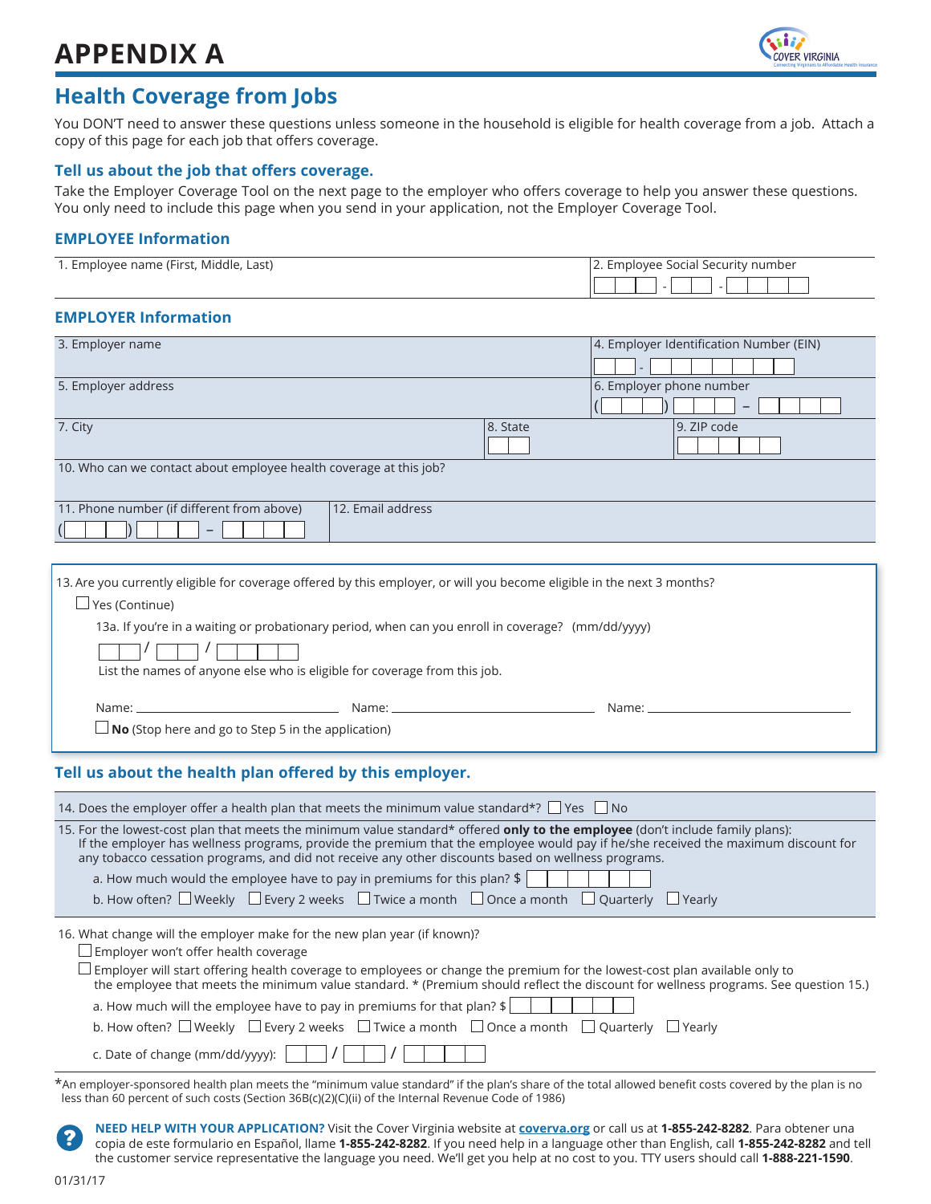# APPENDIX A

## Health Coverage from Jobs

You DON'T need to answer these questions unless someone in the household is eligible for health coverage from a job. Attach a copy of this page for each job that offers coverage.

### Tell us about the job that offers coverage.

Take the Employer Coverage Tool on the next page to the employer who offers coverage to help you answer these questions. You only need to include this page when you send in your application, not the Employer Coverage Tool.

### EMPLOYEE Information

| 1. Employee name (First, Middle, Last) | 2. Employee Social Security number |
|---|---|
| | ___ - __ - ____ |

### EMPLOYER Information

| 3. Employer name | | 4. Employer Identification Number (EIN) |
|---|---|---|
| | | __ - _______ |
| 5. Employer address | | 6. Employer phone number ( ___ ) ___ – ____ |
| 7. City | 8. State | 9. ZIP code |
| 10. Who can we contact about employee health coverage at this job? | | |
| 11. Phone number (if different from above) ( ___ ) ___ – ____ | 12. Email address | |

13. Are you currently eligible for coverage offered by this employer, or will you become eligible in the next 3 months?

☐ Yes (Continue)

13a. If you're in a waiting or probationary period, when can you enroll in coverage? (mm/dd/yyyy)

__ / __ / ____

List the names of anyone else who is eligible for coverage from this job.

Name: ______________ Name: ______________ Name: ______________

☐ **No** (Stop here and go to Step 5 in the application)

### Tell us about the health plan offered by this employer.

14. Does the employer offer a health plan that meets the minimum value standard*? ☐ Yes ☐ No

15. For the lowest-cost plan that meets the minimum value standard* offered **only to the employee** (don't include family plans): If the employer has wellness programs, provide the premium that the employee would pay if he/she received the maximum discount for any tobacco cessation programs, and did not receive any other discounts based on wellness programs.

a. How much would the employee have to pay in premiums for this plan? $

b. How often? ☐ Weekly ☐ Every 2 weeks ☐ Twice a month ☐ Once a month ☐ Quarterly ☐ Yearly

16. What change will the employer make for the new plan year (if known)?

☐ Employer won't offer health coverage

☐ Employer will start offering health coverage to employees or change the premium for the lowest-cost plan available only to the employee that meets the minimum value standard. * (Premium should reflect the discount for wellness programs. See question 15.)

a. How much will the employee have to pay in premiums for that plan? $

b. How often? ☐ Weekly ☐ Every 2 weeks ☐ Twice a month ☐ Once a month ☐ Quarterly ☐ Yearly

c. Date of change (mm/dd/yyyy): __ / __ / ____

*An employer-sponsored health plan meets the "minimum value standard" if the plan's share of the total allowed benefit costs covered by the plan is no less than 60 percent of such costs (Section 36B(c)(2)(C)(ii) of the Internal Revenue Code of 1986)

**NEED HELP WITH YOUR APPLICATION?** Visit the Cover Virginia website at **coverva.org** or call us at **1-855-242-8282**. Para obtener una copia de este formulario en Español, llame **1-855-242-8282**. If you need help in a language other than English, call **1-855-242-8282** and tell the customer service representative the language you need. We'll get you help at no cost to you. TTY users should call **1-888-221-1590**.

01/31/17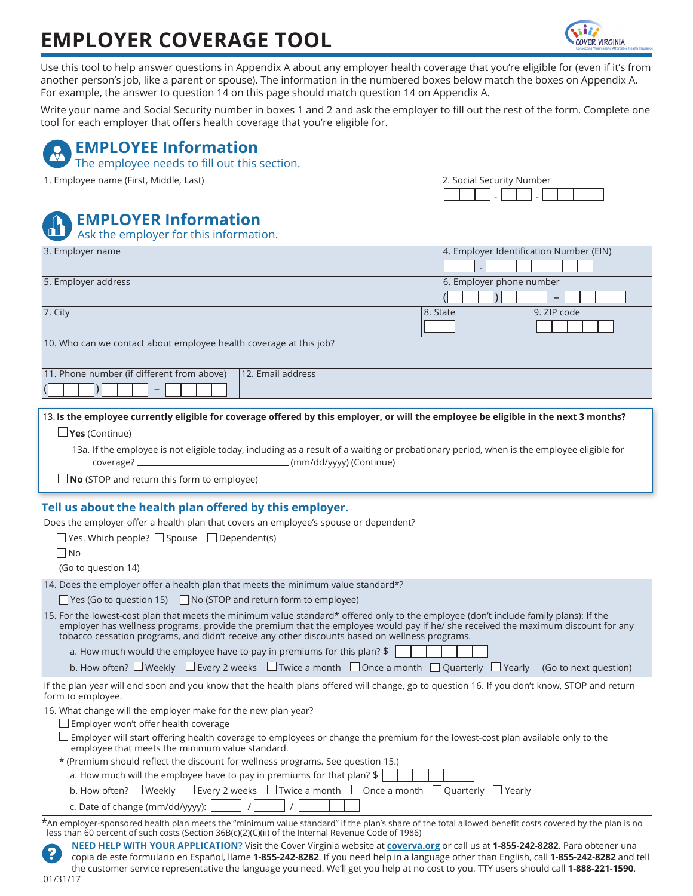# EMPLOYER COVERAGE TOOL

Use this tool to help answer questions in Appendix A about any employer health coverage that you're eligible for (even if it's from another person's job, like a parent or spouse). The information in the numbered boxes below match the boxes on Appendix A. For example, the answer to question 14 on this page should match question 14 on Appendix A.

Write your name and Social Security number in boxes 1 and 2 and ask the employer to fill out the rest of the form. Complete one tool for each employer that offers health coverage that you're eligible for.

## EMPLOYEE Information

The employee needs to fill out this section.

| 1. Employee name (First, Middle, Last) | 2. Social Security Number |
|---|---|
| | ___ - __ - ____ |

## EMPLOYER Information

Ask the employer for this information.

| 3. Employer name | | 4. Employer Identification Number (EIN) |
|---|---|---|
| **5. Employer address** | | **6. Employer phone number** ( ) – |
| **7. City** | **8. State** | **9. ZIP code** |
| **10. Who can we contact about employee health coverage at this job?** | | |
| **11. Phone number (if different from above)** ( ) – | **12. Email address** | |

13. **Is the employee currently eligible for coverage offered by this employer, or will the employee be eligible in the next 3 months?**

☐ **Yes** (Continue)

13a. If the employee is not eligible today, including as a result of a waiting or probationary period, when is the employee eligible for coverage? ______________ (mm/dd/yyyy) (Continue)

☐ **No** (STOP and return this form to employee)

### Tell us about the health plan offered by this employer.

Does the employer offer a health plan that covers an employee's spouse or dependent?

☐ Yes. Which people? ☐ Spouse ☐ Dependent(s)

☐ No

(Go to question 14)

14. Does the employer offer a health plan that meets the minimum value standard*?

☐ Yes (Go to question 15) ☐ No (STOP and return form to employee)

15. For the lowest-cost plan that meets the minimum value standard* offered only to the employee (don't include family plans): If the employer has wellness programs, provide the premium that the employee would pay if he/ she received the maximum discount for any tobacco cessation programs, and didn't receive any other discounts based on wellness programs.

a. How much would the employee have to pay in premiums for this plan? $ ______

b. How often? ☐ Weekly ☐ Every 2 weeks ☐ Twice a month ☐ Once a month ☐ Quarterly ☐ Yearly (Go to next question)

If the plan year will end soon and you know that the health plans offered will change, go to question 16. If you don't know, STOP and return form to employee.

16. What change will the employer make for the new plan year?

☐ Employer won't offer health coverage

☐ Employer will start offering health coverage to employees or change the premium for the lowest-cost plan available only to the employee that meets the minimum value standard.

* (Premium should reflect the discount for wellness programs. See question 15.)

a. How much will the employee have to pay in premiums for that plan? $ ______

b. How often? ☐ Weekly ☐ Every 2 weeks ☐ Twice a month ☐ Once a month ☐ Quarterly ☐ Yearly

c. Date of change (mm/dd/yyyy): ___ / ___ / ______

*An employer-sponsored health plan meets the "minimum value standard" if the plan's share of the total allowed benefit costs covered by the plan is no less than 60 percent of such costs (Section 36B(c)(2)(C)(ii) of the Internal Revenue Code of 1986)

**NEED HELP WITH YOUR APPLICATION?** Visit the Cover Virginia website at coverva.org or call us at **1-855-242-8282**. Para obtener una copia de este formulario en Español, llame **1-855-242-8282**. If you need help in a language other than English, call **1-855-242-8282** and tell the customer service representative the language you need. We'll get you help at no cost to you. TTY users should call **1-888-221-1590**.

01/31/17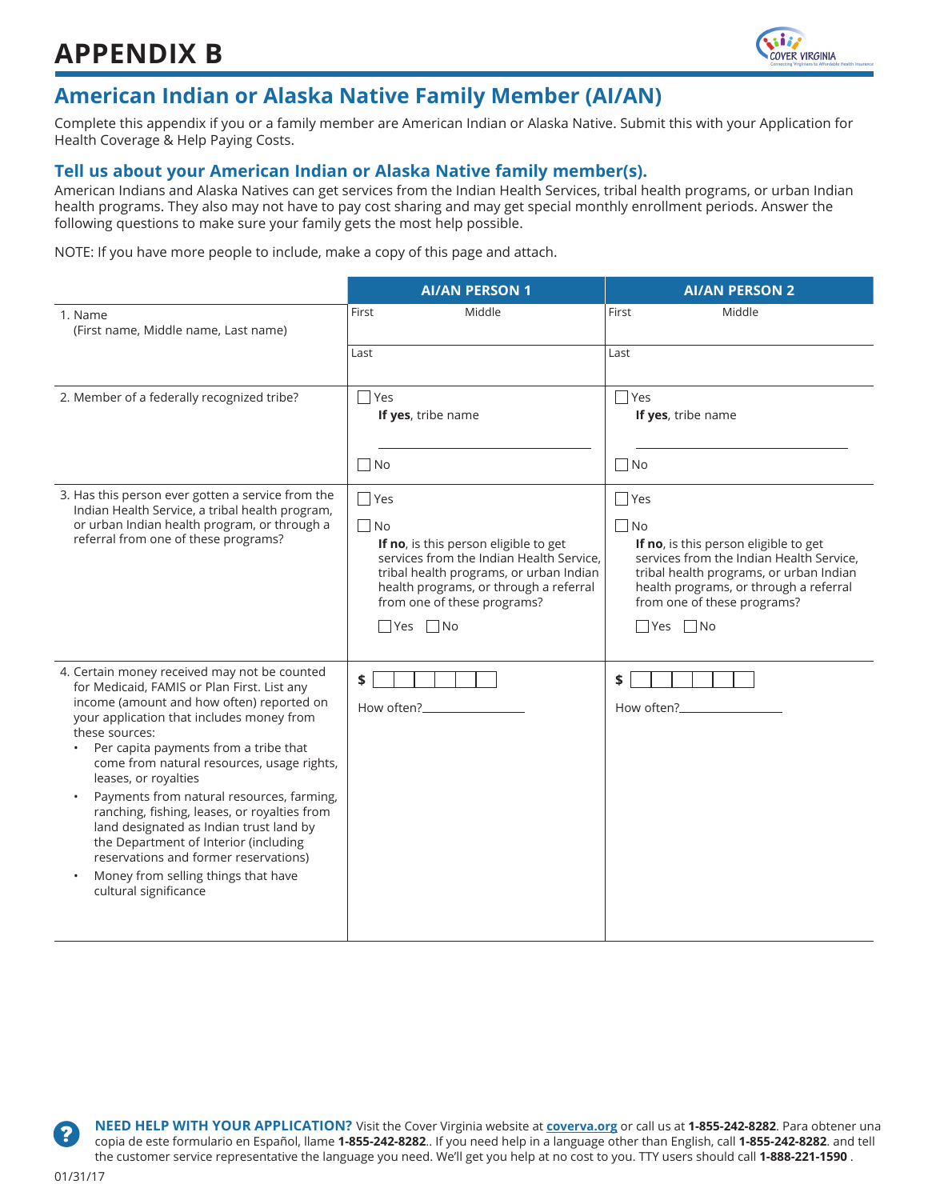# APPENDIX B

## American Indian or Alaska Native Family Member (AI/AN)

Complete this appendix if you or a family member are American Indian or Alaska Native. Submit this with your Application for Health Coverage & Help Paying Costs.

### Tell us about your American Indian or Alaska Native family member(s).

American Indians and Alaska Natives can get services from the Indian Health Services, tribal health programs, or urban Indian health programs. They also may not have to pay cost sharing and may get special monthly enrollment periods. Answer the following questions to make sure your family gets the most help possible.

NOTE: If you have more people to include, make a copy of this page and attach.

| | AI/AN PERSON 1 | AI/AN PERSON 2 |
|---|---|---|
| 1. Name (First name, Middle name, Last name) | First ______ Middle ______ Last ______ | First ______ Middle ______ Last ______ |
| 2. Member of a federally recognized tribe? | ☐ Yes **If yes**, tribe name ______ ☐ No | ☐ Yes **If yes**, tribe name ______ ☐ No |
| 3. Has this person ever gotten a service from the Indian Health Service, a tribal health program, or urban Indian health program, or through a referral from one of these programs? | ☐ Yes ☐ No **If no**, is this person eligible to get services from the Indian Health Service, tribal health programs, or urban Indian health programs, or through a referral from one of these programs? ☐ Yes ☐ No | ☐ Yes ☐ No **If no**, is this person eligible to get services from the Indian Health Service, tribal health programs, or urban Indian health programs, or through a referral from one of these programs? ☐ Yes ☐ No |
| 4. Certain money received may not be counted for Medicaid, FAMIS or Plan First. List any income (amount and how often) reported on your application that includes money from these sources: • Per capita payments from a tribe that come from natural resources, usage rights, leases, or royalties • Payments from natural resources, farming, ranching, fishing, leases, or royalties from land designated as Indian trust land by the Department of Interior (including reservations and former reservations) • Money from selling things that have cultural significance | $ ______ How often? ______ | $ ______ How often? ______ |

**NEED HELP WITH YOUR APPLICATION?** Visit the Cover Virginia website at **coverva.org** or call us at **1-855-242-8282**. Para obtener una copia de este formulario en Español, llame **1-855-242-8282**.. If you need help in a language other than English, call **1-855-242-8282**. and tell the customer service representative the language you need. We'll get you help at no cost to you. TTY users should call **1-888-221-1590** .

01/31/17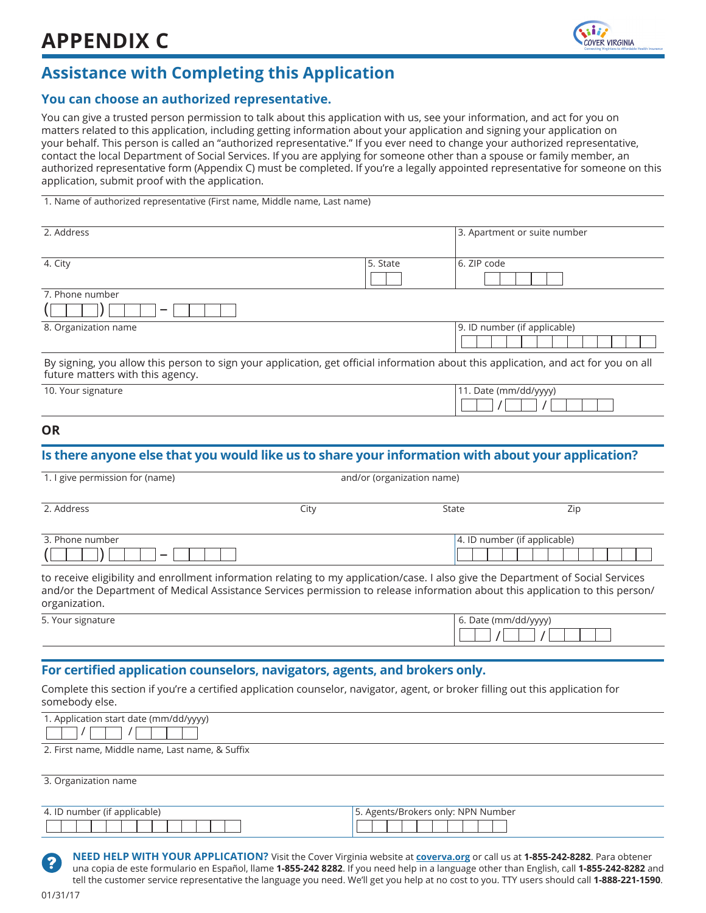# APPENDIX C

## Assistance with Completing this Application

### You can choose an authorized representative.

You can give a trusted person permission to talk about this application with us, see your information, and act for you on matters related to this application, including getting information about your application and signing your application on your behalf. This person is called an "authorized representative." If you ever need to change your authorized representative, contact the local Department of Social Services. If you are applying for someone other than a spouse or family member, an authorized representative form (Appendix C) must be completed. If you're a legally appointed representative for someone on this application, submit proof with the application.

1. Name of authorized representative (First name, Middle name, Last name)

| 2. Address | | 3. Apartment or suite number |
|---|---|---|
| 4. City | 5. State | 6. ZIP code |

7. Phone number
( ) –

| 8. Organization name | 9. ID number (if applicable) |
|---|---|

By signing, you allow this person to sign your application, get official information about this application, and act for you on all future matters with this agency.

| 10. Your signature | 11. Date (mm/dd/yyyy) / / |
|---|---|

**OR**

### Is there anyone else that you would like us to share your information with about your application?

| 1. I give permission for (name) | | and/or (organization name) | |
|---|---|---|---|
| 2. Address | City | State | Zip |

| 3. Phone number ( ) – | 4. ID number (if applicable) |
|---|---|

to receive eligibility and enrollment information relating to my application/case. I also give the Department of Social Services and/or the Department of Medical Assistance Services permission to release information about this application to this person/organization.

| 5. Your signature | 6. Date (mm/dd/yyyy) / / |
|---|---|

### For certified application counselors, navigators, agents, and brokers only.

Complete this section if you're a certified application counselor, navigator, agent, or broker filling out this application for somebody else.

1. Application start date (mm/dd/yyyy) / /

2. First name, Middle name, Last name, & Suffix

3. Organization name

| 4. ID number (if applicable) | 5. Agents/Brokers only: NPN Number |
|---|---|

**NEED HELP WITH YOUR APPLICATION?** Visit the Cover Virginia website at **coverva.org** or call us at **1-855-242-8282**. Para obtener una copia de este formulario en Español, llame **1-855-242 8282**. If you need help in a language other than English, call **1-855-242-8282** and tell the customer service representative the language you need. We'll get you help at no cost to you. TTY users should call **1-888-221-1590**.

01/31/17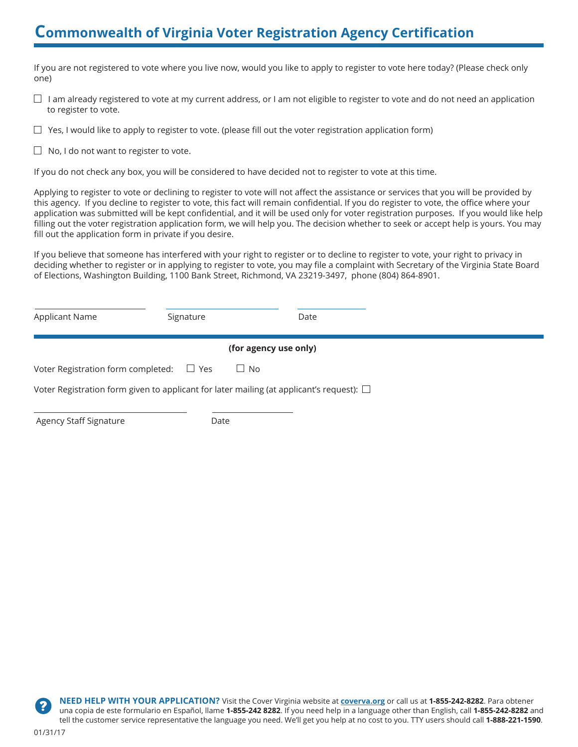# Commonwealth of Virginia Voter Registration Agency Certification

If you are not registered to vote where you live now, would you like to apply to register to vote here today? (Please check only one)

☐ I am already registered to vote at my current address, or I am not eligible to register to vote and do not need an application to register to vote.

☐ Yes, I would like to apply to register to vote. (please fill out the voter registration application form)

☐ No, I do not want to register to vote.

If you do not check any box, you will be considered to have decided not to register to vote at this time.

Applying to register to vote or declining to register to vote will not affect the assistance or services that you will be provided by this agency. If you decline to register to vote, this fact will remain confidential. If you do register to vote, the office where your application was submitted will be kept confidential, and it will be used only for voter registration purposes. If you would like help filling out the voter registration application form, we will help you. The decision whether to seek or accept help is yours. You may fill out the application form in private if you desire.

If you believe that someone has interfered with your right to register or to decline to register to vote, your right to privacy in deciding whether to register or in applying to register to vote, you may file a complaint with Secretary of the Virginia State Board of Elections, Washington Building, 1100 Bank Street, Richmond, VA 23219-3497, phone (804) 864-8901.

Applicant Name ____________ Signature ____________ Date ____________

**(for agency use only)**

Voter Registration form completed: ☐ Yes ☐ No

Voter Registration form given to applicant for later mailing (at applicant's request): ☐

Agency Staff Signature ____________ Date ____________

**NEED HELP WITH YOUR APPLICATION?** Visit the Cover Virginia website at **coverva.org** or call us at **1-855-242-8282**. Para obtener una copia de este formulario en Español, llame **1-855-242 8282**. If you need help in a language other than English, call **1-855-242-8282** and tell the customer service representative the language you need. We'll get you help at no cost to you. TTY users should call **1-888-221-1590**.

01/31/17